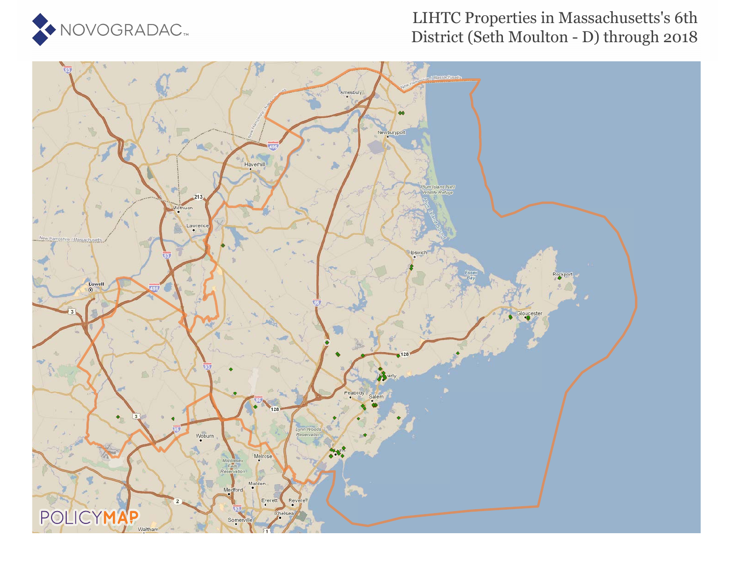NOVOGRADAC

# LIHTC Properties in Massachusetts's 6th District (Seth Moulton - D) through 2018

Amesbury
Newburyport
Haverhill
Methuen
Lawrence
Lowell
Ipswich
Essex Bay
Rockport
Gloucester
Plum Island Nat'l Wildlife Refuge
Plum Island Sound
New Hampshire / Massachusetts
Beverly
Peabody
Salem
Lynn Woods Reservation
Lynn
Woburn
Melrose
Middlesex Fells Reservation
Medford
Malden
Everett
Revere
Chelsea
Somerville
Waltham
93
495
213
93
3
495
95
128
93
95
128
3
95
93
2
1

POLICYMAP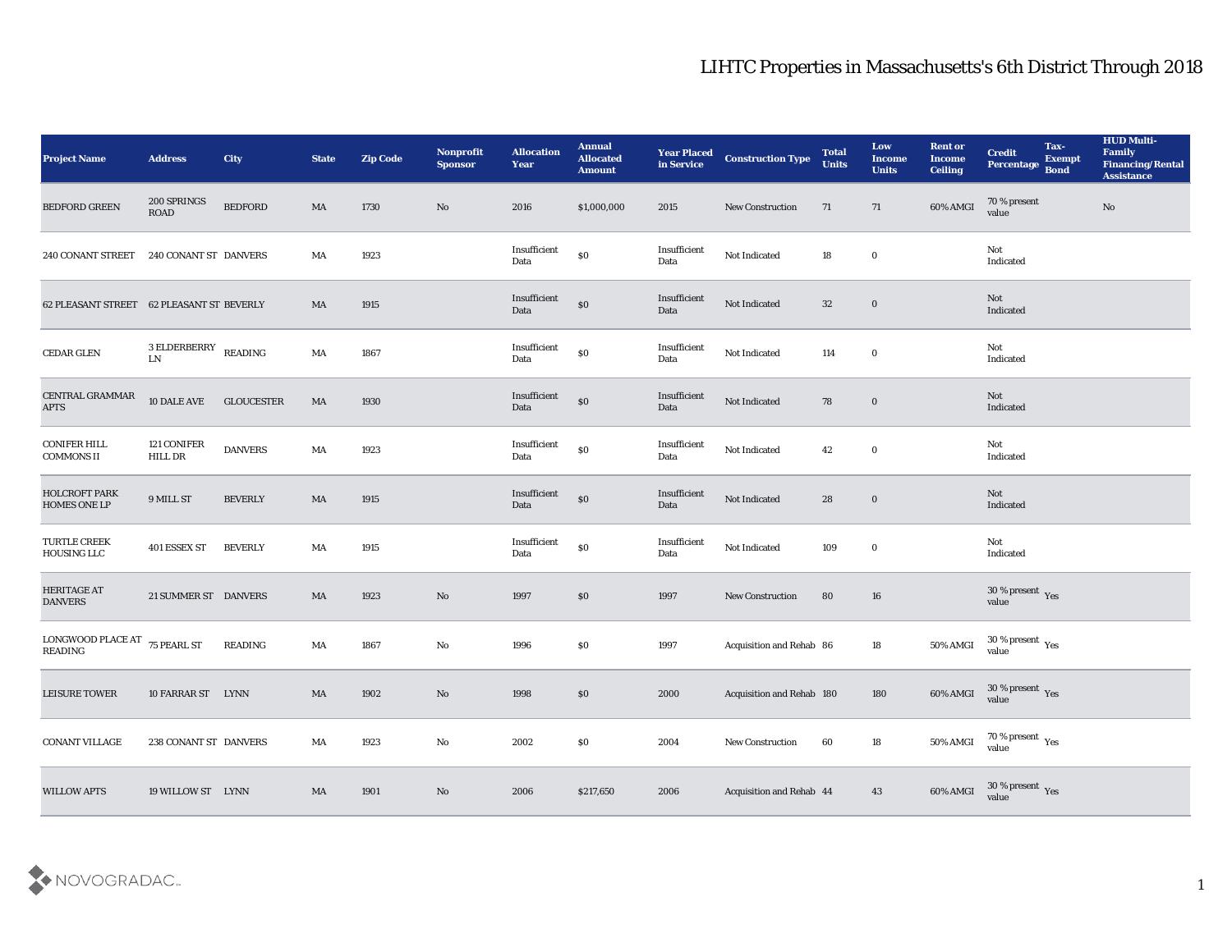# LIHTC Properties in Massachusetts's 6th District Through 2018

| Project Name | Address | City | State | Zip Code | Nonprofit Sponsor | Allocation Year | Annual Allocated Amount | Year Placed in Service | Construction Type | Total Units | Low Income Units | Rent or Income Ceiling | Credit Percentage | Tax-Exempt Bond | HUD Multi-Family Financing/Rental Assistance |
|---|---|---|---|---|---|---|---|---|---|---|---|---|---|---|---|
| BEDFORD GREEN | 200 SPRINGS ROAD | BEDFORD | MA | 1730 | No | 2016 | $1,000,000 | 2015 | New Construction | 71 | 71 | 60% AMGI | 70 % present value | | No |
| 240 CONANT STREET | 240 CONANT ST | DANVERS | MA | 1923 | | Insufficient Data | $0 | Insufficient Data | Not Indicated | 18 | 0 | | Not Indicated | | |
| 62 PLEASANT STREET | 62 PLEASANT ST | BEVERLY | MA | 1915 | | Insufficient Data | $0 | Insufficient Data | Not Indicated | 32 | 0 | | Not Indicated | | |
| CEDAR GLEN | 3 ELDERBERRY LN | READING | MA | 1867 | | Insufficient Data | $0 | Insufficient Data | Not Indicated | 114 | 0 | | Not Indicated | | |
| CENTRAL GRAMMAR APTS | 10 DALE AVE | GLOUCESTER | MA | 1930 | | Insufficient Data | $0 | Insufficient Data | Not Indicated | 78 | 0 | | Not Indicated | | |
| CONIFER HILL COMMONS II | 121 CONIFER HILL DR | DANVERS | MA | 1923 | | Insufficient Data | $0 | Insufficient Data | Not Indicated | 42 | 0 | | Not Indicated | | |
| HOLCROFT PARK HOMES ONE LP | 9 MILL ST | BEVERLY | MA | 1915 | | Insufficient Data | $0 | Insufficient Data | Not Indicated | 28 | 0 | | Not Indicated | | |
| TURTLE CREEK HOUSING LLC | 401 ESSEX ST | BEVERLY | MA | 1915 | | Insufficient Data | $0 | Insufficient Data | Not Indicated | 109 | 0 | | Not Indicated | | |
| HERITAGE AT DANVERS | 21 SUMMER ST | DANVERS | MA | 1923 | No | 1997 | $0 | 1997 | New Construction | 80 | 16 | | 30 % present value | Yes | |
| LONGWOOD PLACE AT READING | 75 PEARL ST | READING | MA | 1867 | No | 1996 | $0 | 1997 | Acquisition and Rehab | 86 | 18 | 50% AMGI | 30 % present value | Yes | |
| LEISURE TOWER | 10 FARRAR ST | LYNN | MA | 1902 | No | 1998 | $0 | 2000 | Acquisition and Rehab | 180 | 180 | 60% AMGI | 30 % present value | Yes | |
| CONANT VILLAGE | 238 CONANT ST | DANVERS | MA | 1923 | No | 2002 | $0 | 2004 | New Construction | 60 | 18 | 50% AMGI | 70 % present value | Yes | |
| WILLOW APTS | 19 WILLOW ST | LYNN | MA | 1901 | No | 2006 | $217,650 | 2006 | Acquisition and Rehab | 44 | 43 | 60% AMGI | 30 % present value | Yes | |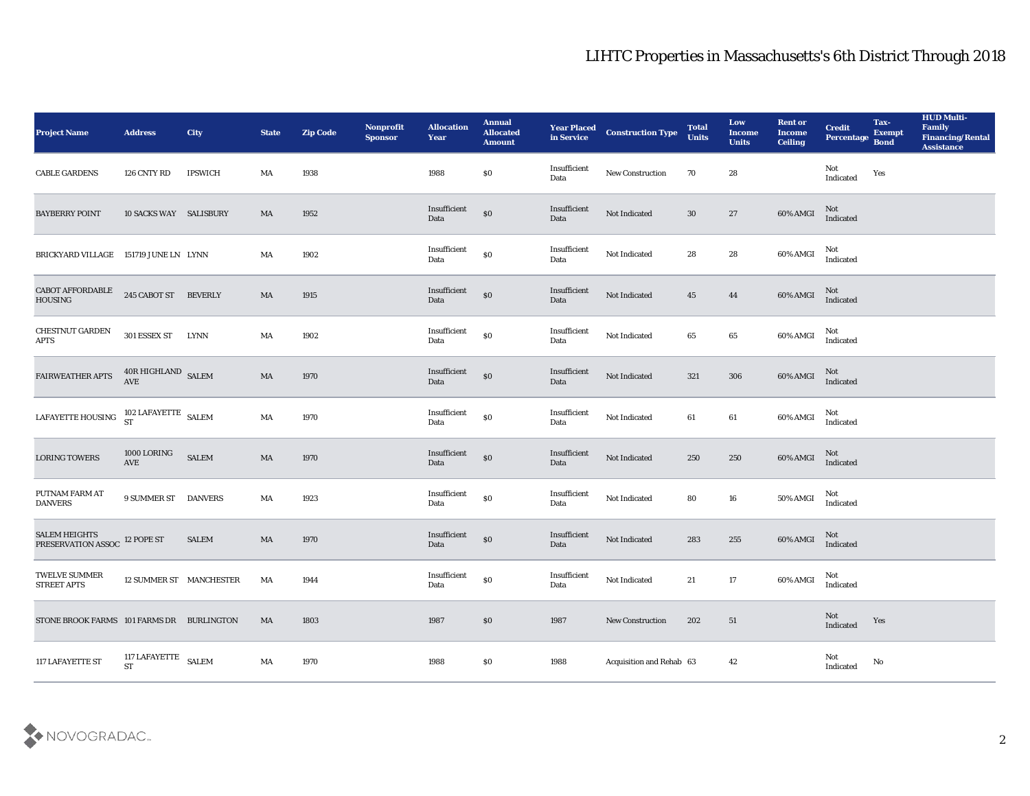# LIHTC Properties in Massachusetts's 6th District Through 2018

| Project Name | Address | City | State | Zip Code | Nonprofit Sponsor | Allocation Year | Annual Allocated Amount | Year Placed in Service | Construction Type | Total Units | Low Income Units | Rent or Income Ceiling | Credit Percentage | Tax-Exempt Bond | HUD Multi-Family Financing/Rental Assistance |
|---|---|---|---|---|---|---|---|---|---|---|---|---|---|---|---|
| CABLE GARDENS | 126 CNTY RD | IPSWICH | MA | 1938 | | 1988 | $0 | Insufficient Data | New Construction | 70 | 28 | | Not Indicated | Yes | |
| BAYBERRY POINT | 10 SACKS WAY | SALISBURY | MA | 1952 | | Insufficient Data | $0 | Insufficient Data | Not Indicated | 30 | 27 | 60% AMGI | Not Indicated | | |
| BRICKYARD VILLAGE | 151719 JUNE LN | LYNN | MA | 1902 | | Insufficient Data | $0 | Insufficient Data | Not Indicated | 28 | 28 | 60% AMGI | Not Indicated | | |
| CABOT AFFORDABLE HOUSING | 245 CABOT ST | BEVERLY | MA | 1915 | | Insufficient Data | $0 | Insufficient Data | Not Indicated | 45 | 44 | 60% AMGI | Not Indicated | | |
| CHESTNUT GARDEN APTS | 301 ESSEX ST | LYNN | MA | 1902 | | Insufficient Data | $0 | Insufficient Data | Not Indicated | 65 | 65 | 60% AMGI | Not Indicated | | |
| FAIRWEATHER APTS | 40R HIGHLAND AVE | SALEM | MA | 1970 | | Insufficient Data | $0 | Insufficient Data | Not Indicated | 321 | 306 | 60% AMGI | Not Indicated | | |
| LAFAYETTE HOUSING | 102 LAFAYETTE ST | SALEM | MA | 1970 | | Insufficient Data | $0 | Insufficient Data | Not Indicated | 61 | 61 | 60% AMGI | Not Indicated | | |
| LORING TOWERS | 1000 LORING AVE | SALEM | MA | 1970 | | Insufficient Data | $0 | Insufficient Data | Not Indicated | 250 | 250 | 60% AMGI | Not Indicated | | |
| PUTNAM FARM AT DANVERS | 9 SUMMER ST | DANVERS | MA | 1923 | | Insufficient Data | $0 | Insufficient Data | Not Indicated | 80 | 16 | 50% AMGI | Not Indicated | | |
| SALEM HEIGHTS PRESERVATION ASSOC | 12 POPE ST | SALEM | MA | 1970 | | Insufficient Data | $0 | Insufficient Data | Not Indicated | 283 | 255 | 60% AMGI | Not Indicated | | |
| TWELVE SUMMER STREET APTS | 12 SUMMER ST | MANCHESTER | MA | 1944 | | Insufficient Data | $0 | Insufficient Data | Not Indicated | 21 | 17 | 60% AMGI | Not Indicated | | |
| STONE BROOK FARMS | 101 FARMS DR | BURLINGTON | MA | 1803 | | 1987 | $0 | 1987 | New Construction | 202 | 51 | | Not Indicated | Yes | |
| 117 LAFAYETTE ST | 117 LAFAYETTE ST | SALEM | MA | 1970 | | 1988 | $0 | 1988 | Acquisition and Rehab | 63 | 42 | | Not Indicated | No | |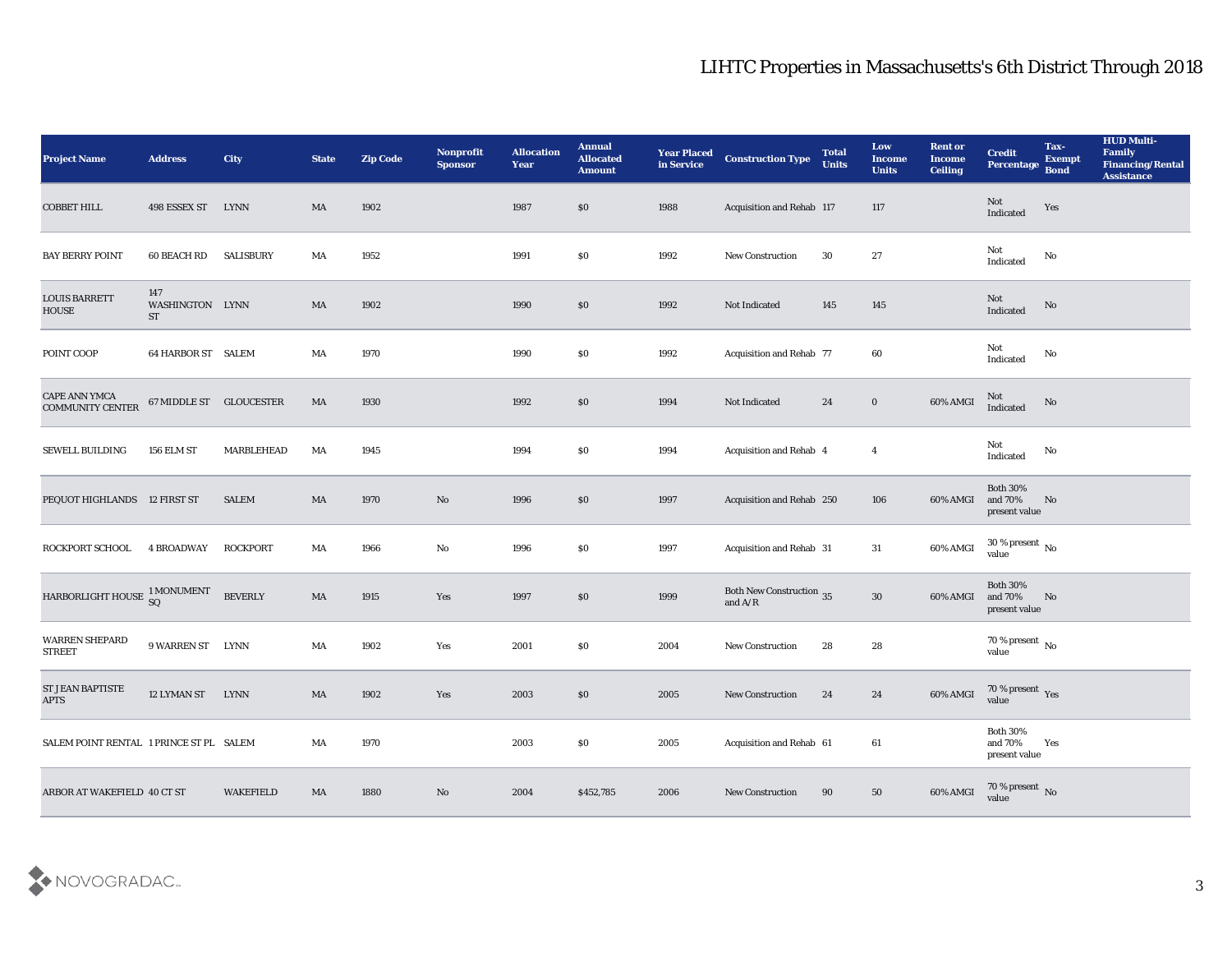# LIHTC Properties in Massachusetts's 6th District Through 2018

| Project Name | Address | City | State | Zip Code | Nonprofit Sponsor | Allocation Year | Annual Allocated Amount | Year Placed in Service | Construction Type | Total Units | Low Income Units | Rent or Income Ceiling | Credit Percentage | Tax-Exempt Bond | HUD Multi-Family Financing/Rental Assistance |
|---|---|---|---|---|---|---|---|---|---|---|---|---|---|---|---|
| COBBET HILL | 498 ESSEX ST | LYNN | MA | 1902 | | 1987 | $0 | 1988 | Acquisition and Rehab | 117 | 117 | | Not Indicated | Yes | |
| BAY BERRY POINT | 60 BEACH RD | SALISBURY | MA | 1952 | | 1991 | $0 | 1992 | New Construction | 30 | 27 | | Not Indicated | No | |
| LOUIS BARRETT HOUSE | 147 WASHINGTON ST | LYNN | MA | 1902 | | 1990 | $0 | 1992 | Not Indicated | 145 | 145 | | Not Indicated | No | |
| POINT COOP | 64 HARBOR ST | SALEM | MA | 1970 | | 1990 | $0 | 1992 | Acquisition and Rehab | 77 | 60 | | Not Indicated | No | |
| CAPE ANN YMCA COMMUNITY CENTER | 67 MIDDLE ST | GLOUCESTER | MA | 1930 | | 1992 | $0 | 1994 | Not Indicated | 24 | 0 | 60% AMGI | Not Indicated | No | |
| SEWELL BUILDING | 156 ELM ST | MARBLEHEAD | MA | 1945 | | 1994 | $0 | 1994 | Acquisition and Rehab | 4 | 4 | | Not Indicated | No | |
| PEQUOT HIGHLANDS | 12 FIRST ST | SALEM | MA | 1970 | No | 1996 | $0 | 1997 | Acquisition and Rehab | 250 | 106 | 60% AMGI | Both 30% and 70% present value | No | |
| ROCKPORT SCHOOL | 4 BROADWAY | ROCKPORT | MA | 1966 | No | 1996 | $0 | 1997 | Acquisition and Rehab | 31 | 31 | 60% AMGI | 30 % present value | No | |
| HARBORLIGHT HOUSE | 1 MONUMENT SQ | BEVERLY | MA | 1915 | Yes | 1997 | $0 | 1999 | Both New Construction and A/R | 35 | 30 | 60% AMGI | Both 30% and 70% present value | No | |
| WARREN SHEPARD STREET | 9 WARREN ST | LYNN | MA | 1902 | Yes | 2001 | $0 | 2004 | New Construction | 28 | 28 | | 70 % present value | No | |
| ST JEAN BAPTISTE APTS | 12 LYMAN ST | LYNN | MA | 1902 | Yes | 2003 | $0 | 2005 | New Construction | 24 | 24 | 60% AMGI | 70 % present value | Yes | |
| SALEM POINT RENTAL | 1 PRINCE ST PL | SALEM | MA | 1970 | | 2003 | $0 | 2005 | Acquisition and Rehab | 61 | 61 | | Both 30% and 70% present value | Yes | |
| ARBOR AT WAKEFIELD | 40 CT ST | WAKEFIELD | MA | 1880 | No | 2004 | $452,785 | 2006 | New Construction | 90 | 50 | 60% AMGI | 70 % present value | No | |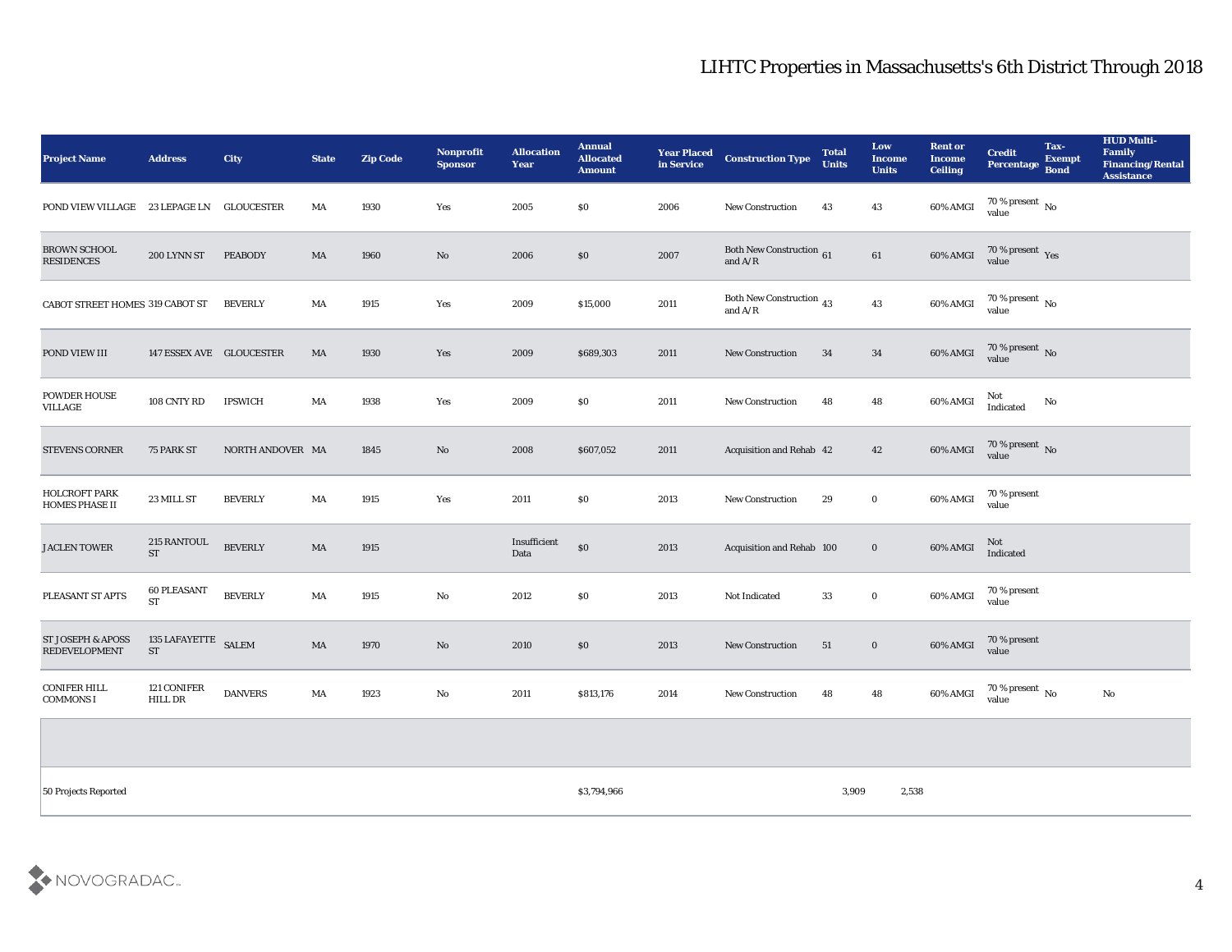# LIHTC Properties in Massachusetts's 6th District Through 2018

| Project Name | Address | City | State | Zip Code | Nonprofit Sponsor | Allocation Year | Annual Allocated Amount | Year Placed in Service | Construction Type | Total Units | Low Income Units | Rent or Income Ceiling | Credit Percentage | Tax-Exempt Bond | HUD Multi-Family Financing/Rental Assistance |
|---|---|---|---|---|---|---|---|---|---|---|---|---|---|---|---|
| POND VIEW VILLAGE | 23 LEPAGE LN | GLOUCESTER | MA | 1930 | Yes | 2005 | $0 | 2006 | New Construction | 43 | 43 | 60% AMGI | 70 % present value | No | |
| BROWN SCHOOL RESIDENCES | 200 LYNN ST | PEABODY | MA | 1960 | No | 2006 | $0 | 2007 | Both New Construction and A/R | 61 | 61 | 60% AMGI | 70 % present value | Yes | |
| CABOT STREET HOMES | 319 CABOT ST | BEVERLY | MA | 1915 | Yes | 2009 | $15,000 | 2011 | Both New Construction and A/R | 43 | 43 | 60% AMGI | 70 % present value | No | |
| POND VIEW III | 147 ESSEX AVE | GLOUCESTER | MA | 1930 | Yes | 2009 | $689,303 | 2011 | New Construction | 34 | 34 | 60% AMGI | 70 % present value | No | |
| POWDER HOUSE VILLAGE | 108 CNTY RD | IPSWICH | MA | 1938 | Yes | 2009 | $0 | 2011 | New Construction | 48 | 48 | 60% AMGI | Not Indicated | No | |
| STEVENS CORNER | 75 PARK ST | NORTH ANDOVER | MA | 1845 | No | 2008 | $607,052 | 2011 | Acquisition and Rehab | 42 | 42 | 60% AMGI | 70 % present value | No | |
| HOLCROFT PARK HOMES PHASE II | 23 MILL ST | BEVERLY | MA | 1915 | Yes | 2011 | $0 | 2013 | New Construction | 29 | 0 | 60% AMGI | 70 % present value | | |
| JACLEN TOWER | 215 RANTOUL ST | BEVERLY | MA | 1915 | | Insufficient Data | $0 | 2013 | Acquisition and Rehab | 100 | 0 | 60% AMGI | Not Indicated | | |
| PLEASANT ST APTS | 60 PLEASANT ST | BEVERLY | MA | 1915 | No | 2012 | $0 | 2013 | Not Indicated | 33 | 0 | 60% AMGI | 70 % present value | | |
| ST JOSEPH & APOSS REDEVELOPMENT | 135 LAFAYETTE ST | SALEM | MA | 1970 | No | 2010 | $0 | 2013 | New Construction | 51 | 0 | 60% AMGI | 70 % present value | | |
| CONIFER HILL COMMONS I | 121 CONIFER HILL DR | DANVERS | MA | 1923 | No | 2011 | $813,176 | 2014 | New Construction | 48 | 48 | 60% AMGI | 70 % present value | No | No |
| | | | | | | | | | | | | | | | |
| 50 Projects Reported | | | | | | | $3,794,966 | | | 3,909 | 2,538 | | | | |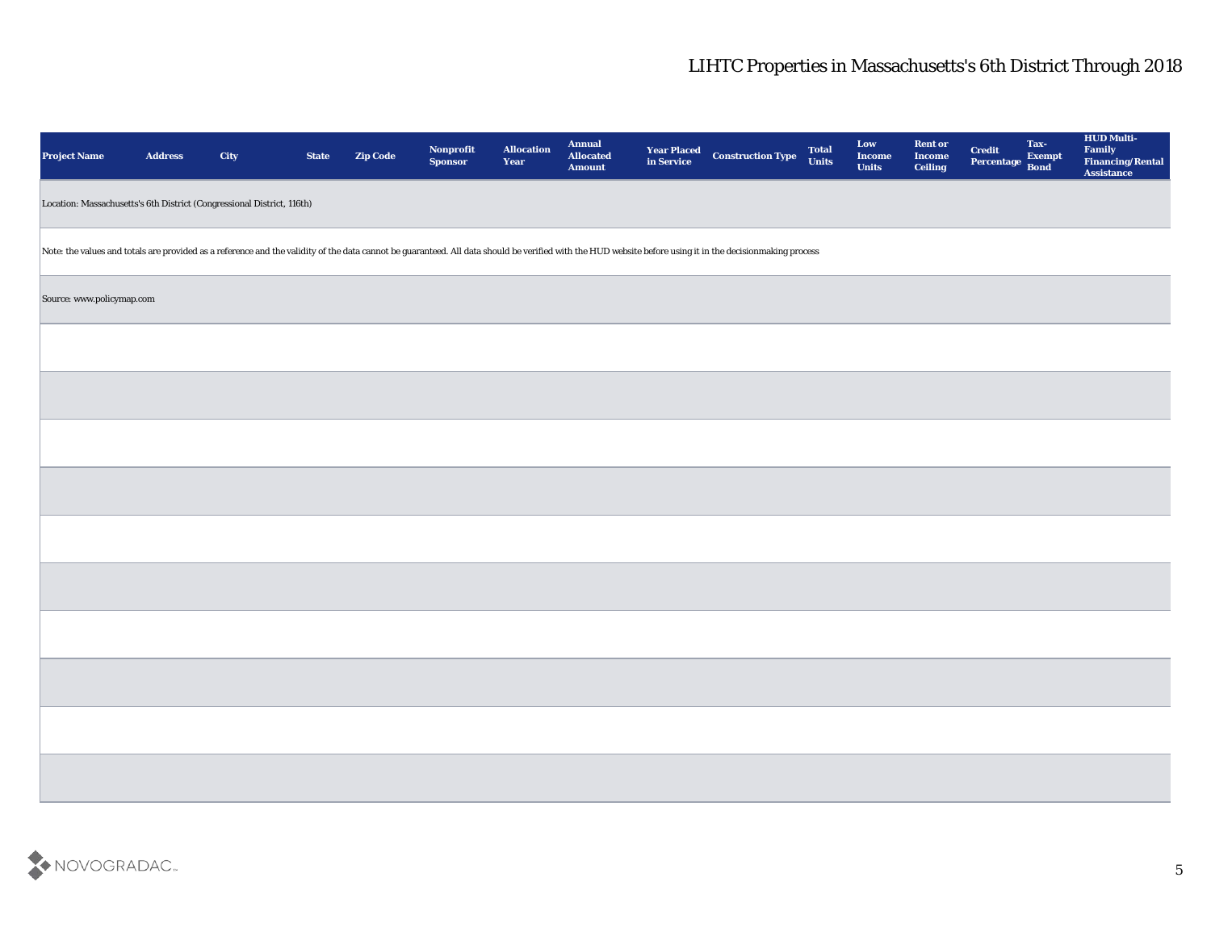| Project Name | Address | City | State | Zip Code | Nonprofit Sponsor | Allocation Year | Annual Allocated Amount | Year Placed in Service | Construction Type | Total Units | Low Income Units | Rent or Income Ceiling | Credit Percentage | Tax-Exempt Bond | HUD Multi-Family Financing/Rental Assistance |
|---|---|---|---|---|---|---|---|---|---|---|---|---|---|---|---|
| Location: Massachusetts's 6th District (Congressional District, 116th) | | | | | | | | | | | | | | | |
| Note: the values and totals are provided as a reference and the validity of the data cannot be guaranteed. All data should be verified with the HUD website before using it in the decisionmaking process | | | | | | | | | | | | | | | |
| Source: www.policymap.com | | | | | | | | | | | | | | | |